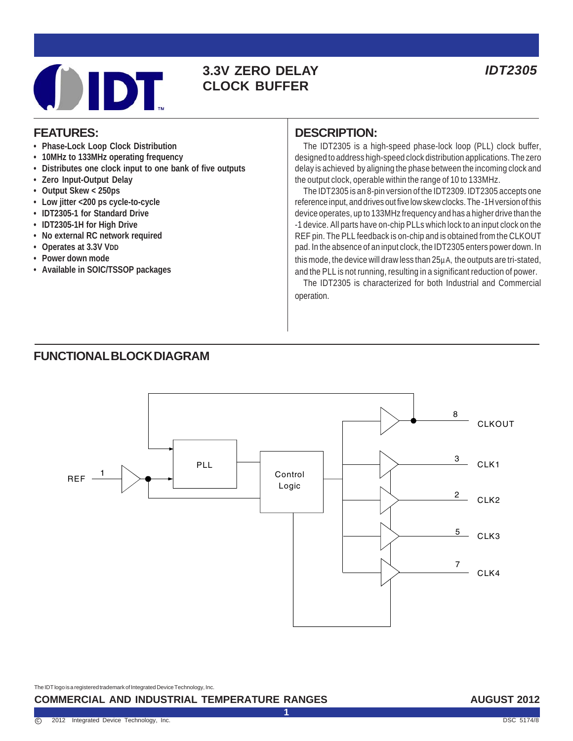# 3.3V ZERO DELAY CLOCK BUFFER

*IDT2305*

## FEATURES:

- Phase-Lock Loop Clock Distribution
- 10MHz to 133MHz operating frequency
- Distributes one clock input to one bank of five outputs
- Zero Input-Output Delay
- Output Skew < 250ps
- Low jitter <200 ps cycle-to-cycle
- IDT2305-1 for Standard Drive
- IDT2305-1H for High Drive
- No external RC network required
- Operates at 3.3V VDD
- Power down mode
- Available in SOIC/TSSOP packages

## DESCRIPTION:

The IDT2305 is a high-speed phase-lock loop (PLL) clock buffer, designed to address high-speed clock distribution applications. The zero delay is achieved by aligning the phase between the incoming clock and the output clock, operable within the range of 10 to 133MHz.

The IDT2305 is an 8-pin version of the IDT2309. IDT2305 accepts one reference input, and drives out five low skew clocks. The -1H version of this device operates, up to 133MHz frequency and has a higher drive than the -1 device. All parts have on-chip PLLs which lock to an input clock on the REF pin. The PLL feedback is on-chip and is obtained from the CLKOUT pad. In the absence of an input clock, the IDT2305 enters power down. In this mode, the device will draw less than 25µA, the outputs are tri-stated, and the PLL is not running, resulting in a significant reduction of power.

The IDT2305 is characterized for both Industrial and Commercial operation.

## FUNCTIONAL BLOCK DIAGRAM

REF (1) → PLL → Control Logic → CLKOUT (8), CLK1 (3), CLK2 (2), CLK3 (5), CLK4 (7)

The IDT logo is a registered trademark of Integrated Device Technology, Inc.

COMMERCIAL AND INDUSTRIAL TEMPERATURE RANGES — AUGUST 2012

© 2012 Integrated Device Technology, Inc. DSC 5174/8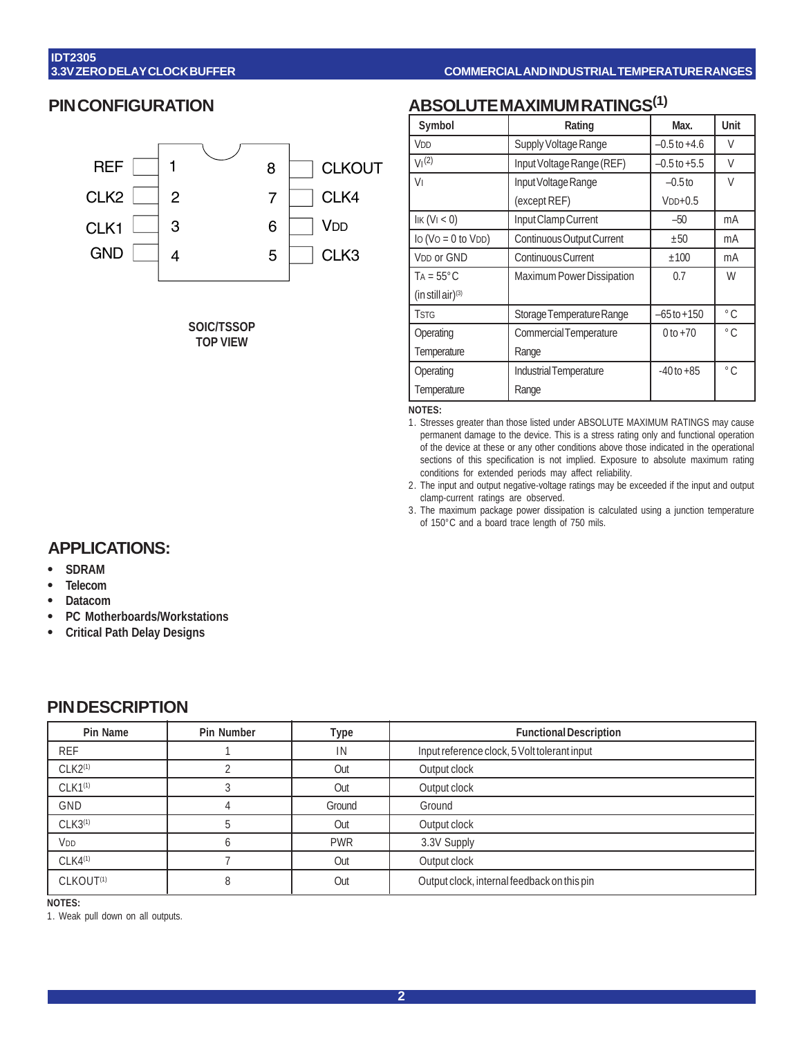## PIN CONFIGURATION

| Pin Name | Pin | Pin | Pin Name |
|---|---|---|---|
| REF | 1 | 8 | CLKOUT |
| CLK2 | 2 | 7 | CLK4 |
| CLK1 | 3 | 6 | $V_{DD}$ |
| GND | 4 | 5 | CLK3 |

**SOIC/TSSOP**
**TOP VIEW**

## ABSOLUTE MAXIMUM RATINGS(1)

| Symbol | Rating | Max. | Unit |
|---|---|---|---|
| $V_{DD}$ | Supply Voltage Range | –0.5 to +4.6 | V |
| $V_I$ (2) | Input Voltage Range (REF) | –0.5 to +5.5 | V |
| $V_I$ | Input Voltage Range (except REF) | –0.5 to $V_{DD}$+0.5 | V |
| $I_{IK}$ ($V_I$ < 0) | Input Clamp Current | –50 | mA |
| $I_O$ ($V_O$ = 0 to $V_{DD}$) | Continuous Output Current | ±50 | mA |
| $V_{DD}$ or GND | Continuous Current | ±100 | mA |
| $T_A$ = 55°C (in still air)(3) | Maximum Power Dissipation | 0.7 | W |
| $T_{STG}$ | Storage Temperature Range | –65 to +150 | °C |
| Operating Temperature | Commercial Temperature Range | 0 to +70 | °C |
| Operating Temperature | Industrial Temperature Range | -40 to +85 | °C |

**NOTES:**

1. Stresses greater than those listed under ABSOLUTE MAXIMUM RATINGS may cause permanent damage to the device. This is a stress rating only and functional operation of the device at these or any other conditions above those indicated in the operational sections of this specification is not implied. Exposure to absolute maximum rating conditions for extended periods may affect reliability.
2. The input and output negative-voltage ratings may be exceeded if the input and output clamp-current ratings are observed.
3. The maximum package power dissipation is calculated using a junction temperature of 150°C and a board trace length of 750 mils.

## APPLICATIONS:

- **SDRAM**
- **Telecom**
- **Datacom**
- **PC Motherboards/Workstations**
- **Critical Path Delay Designs**

## PIN DESCRIPTION

| Pin Name | Pin Number | Type | Functional Description |
|---|---|---|---|
| REF | 1 | IN | Input reference clock, 5 Volt tolerant input |
| CLK2(1) | 2 | Out | Output clock |
| CLK1(1) | 3 | Out | Output clock |
| GND | 4 | Ground | Ground |
| CLK3(1) | 5 | Out | Output clock |
| $V_{DD}$ | 6 | PWR | 3.3V Supply |
| CLK4(1) | 7 | Out | Output clock |
| CLKOUT(1) | 8 | Out | Output clock, internal feedback on this pin |

**NOTES:**

1. Weak pull down on all outputs.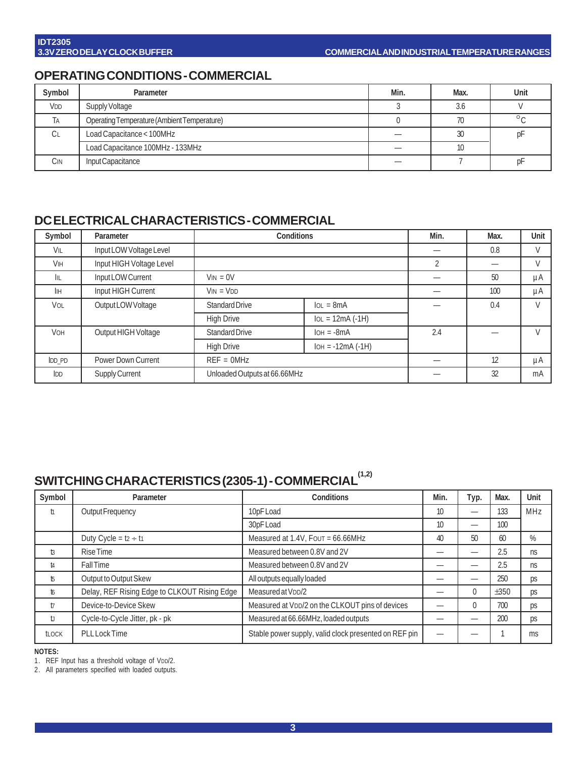## OPERATING CONDITIONS - COMMERCIAL

| Symbol | Parameter | Min. | Max. | Unit |
|---|---|---|---|---|
| $V_{DD}$ | Supply Voltage | 3 | 3.6 | V |
| $T_A$ | Operating Temperature (Ambient Temperature) | 0 | 70 | °C |
| $C_L$ | Load Capacitance < 100MHz | — | 30 | pF |
| | Load Capacitance 100MHz - 133MHz | — | 10 | |
| $C_{IN}$ | Input Capacitance | — | 7 | pF |

## DC ELECTRICAL CHARACTERISTICS - COMMERCIAL

| Symbol | Parameter | Conditions | | Min. | Max. | Unit |
|---|---|---|---|---|---|---|
| $V_{IL}$ | Input LOW Voltage Level | | | — | 0.8 | V |
| $V_{IH}$ | Input HIGH Voltage Level | | | 2 | — | V |
| $I_{IL}$ | Input LOW Current | $V_{IN}$ = 0V | | — | 50 | µA |
| $I_{IH}$ | Input HIGH Current | $V_{IN}$ = $V_{DD}$ | | — | 100 | µA |
| $V_{OL}$ | Output LOW Voltage | Standard Drive | $I_{OL}$ = 8mA | — | 0.4 | V |
| | | High Drive | $I_{OL}$ = 12mA (-1H) | | | |
| $V_{OH}$ | Output HIGH Voltage | Standard Drive | $I_{OH}$ = -8mA | 2.4 | — | V |
| | | High Drive | $I_{OH}$ = -12mA (-1H) | | | |
| $I_{DD\_PD}$ | Power Down Current | REF = 0MHz | | — | 12 | µA |
| $I_{DD}$ | Supply Current | Unloaded Outputs at 66.66MHz | | — | 32 | mA |

## SWITCHING CHARACTERISTICS (2305-1) - COMMERCIAL[1,2]

| Symbol | Parameter | Conditions | Min. | Typ. | Max. | Unit |
|---|---|---|---|---|---|---|
| $t_1$ | Output Frequency | 10pF Load | 10 | — | 133 | MHz |
| | | 30pF Load | 10 | — | 100 | |
| | Duty Cycle = $t_2 \div t_1$ | Measured at 1.4V, $F_{OUT}$ = 66.66MHz | 40 | 50 | 60 | % |
| $t_3$ | Rise Time | Measured between 0.8V and 2V | — | — | 2.5 | ns |
| $t_4$ | Fall Time | Measured between 0.8V and 2V | — | — | 2.5 | ns |
| $t_5$ | Output to Output Skew | All outputs equally loaded | — | — | 250 | ps |
| $t_6$ | Delay, REF Rising Edge to CLKOUT Rising Edge | Measured at $V_{DD}$/2 | — | 0 | ±350 | ps |
| $t_7$ | Device-to-Device Skew | Measured at $V_{DD}$/2 on the CLKOUT pins of devices | — | 0 | 700 | ps |
| $t_J$ | Cycle-to-Cycle Jitter, pk - pk | Measured at 66.66MHz, loaded outputs | — | — | 200 | ps |
| $t_{LOCK}$ | PLL Lock Time | Stable power supply, valid clock presented on REF pin | — | — | 1 | ms |

**NOTES:**

1. REF Input has a threshold voltage of $V_{DD}$/2.
2. All parameters specified with loaded outputs.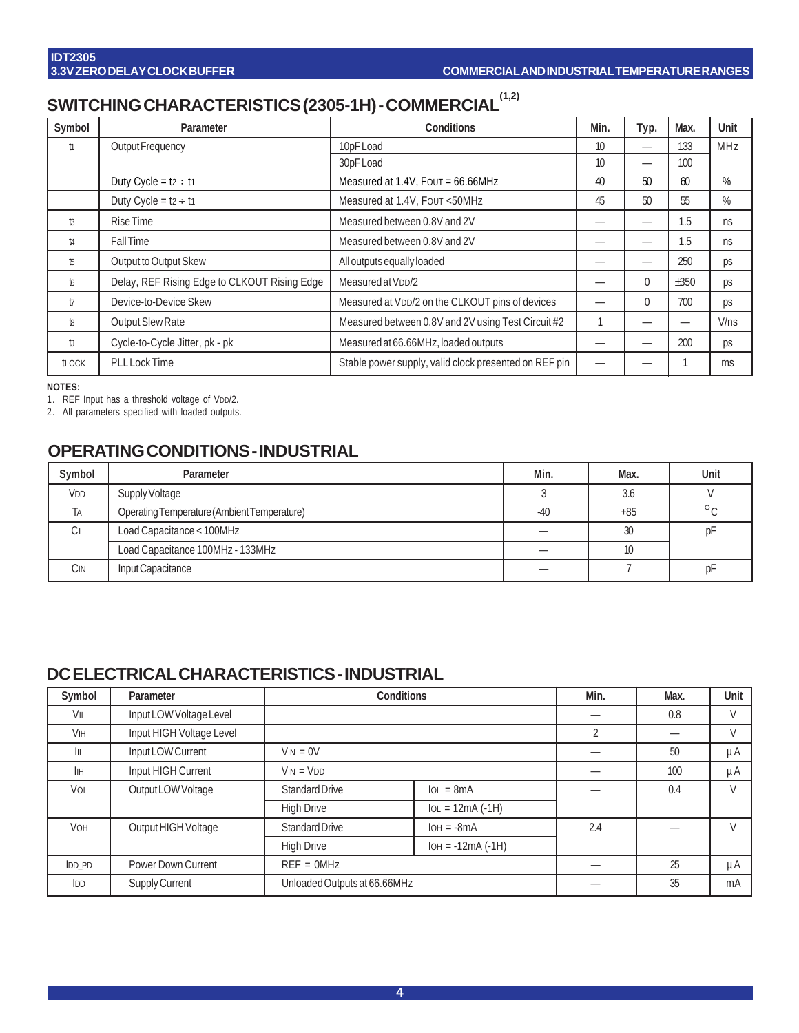## SWITCHING CHARACTERISTICS (2305-1H) - COMMERCIAL[1,2]

| Symbol | Parameter | Conditions | Min. | Typ. | Max. | Unit |
|---|---|---|---|---|---|---|
| $t_1$ | Output Frequency | 10pF Load | 10 | — | 133 | MHz |
| | | 30pF Load | 10 | — | 100 | |
| | Duty Cycle = $t_2 \div t_1$ | Measured at 1.4V, $F_{OUT}$ = 66.66MHz | 40 | 50 | 60 | % |
| | Duty Cycle = $t_2 \div t_1$ | Measured at 1.4V, $F_{OUT}$ <50MHz | 45 | 50 | 55 | % |
| $t_3$ | Rise Time | Measured between 0.8V and 2V | — | — | 1.5 | ns |
| $t_4$ | Fall Time | Measured between 0.8V and 2V | — | — | 1.5 | ns |
| $t_5$ | Output to Output Skew | All outputs equally loaded | — | — | 250 | ps |
| $t_6$ | Delay, REF Rising Edge to CLKOUT Rising Edge | Measured at $V_{DD}/2$ | — | 0 | ±350 | ps |
| $t_7$ | Device-to-Device Skew | Measured at $V_{DD}/2$ on the CLKOUT pins of devices | — | 0 | 700 | ps |
| $t_8$ | Output Slew Rate | Measured between 0.8V and 2V using Test Circuit #2 | 1 | — | — | V/ns |
| $t_J$ | Cycle-to-Cycle Jitter, pk - pk | Measured at 66.66MHz, loaded outputs | — | — | 200 | ps |
| $t_{LOCK}$ | PLL Lock Time | Stable power supply, valid clock presented on REF pin | — | — | 1 | ms |

**NOTES:**
1. REF Input has a threshold voltage of $V_{DD}/2$.
2. All parameters specified with loaded outputs.

## OPERATING CONDITIONS - INDUSTRIAL

| Symbol | Parameter | Min. | Max. | Unit |
|---|---|---|---|---|
| $V_{DD}$ | Supply Voltage | 3 | 3.6 | V |
| $T_A$ | Operating Temperature (Ambient Temperature) | -40 | +85 | °C |
| $C_L$ | Load Capacitance < 100MHz | — | 30 | pF |
| | Load Capacitance 100MHz - 133MHz | — | 10 | |
| $C_{IN}$ | Input Capacitance | — | 7 | pF |

## DC ELECTRICAL CHARACTERISTICS - INDUSTRIAL

| Symbol | Parameter | Conditions | | Min. | Max. | Unit |
|---|---|---|---|---|---|---|
| $V_{IL}$ | Input LOW Voltage Level | | | — | 0.8 | V |
| $V_{IH}$ | Input HIGH Voltage Level | | | 2 | — | V |
| $I_{IL}$ | Input LOW Current | $V_{IN}$ = 0V | | — | 50 | µA |
| $I_{IH}$ | Input HIGH Current | $V_{IN}$ = $V_{DD}$ | | — | 100 | µA |
| $V_{OL}$ | Output LOW Voltage | Standard Drive | $I_{OL}$ = 8mA | — | 0.4 | V |
| | | High Drive | $I_{OL}$ = 12mA (-1H) | | | |
| $V_{OH}$ | Output HIGH Voltage | Standard Drive | $I_{OH}$ = -8mA | 2.4 | — | V |
| | | High Drive | $I_{OH}$ = -12mA (-1H) | | | |
| $I_{DD\_PD}$ | Power Down Current | REF = 0MHz | | — | 25 | µA |
| $I_{DD}$ | Supply Current | Unloaded Outputs at 66.66MHz | | — | 35 | mA |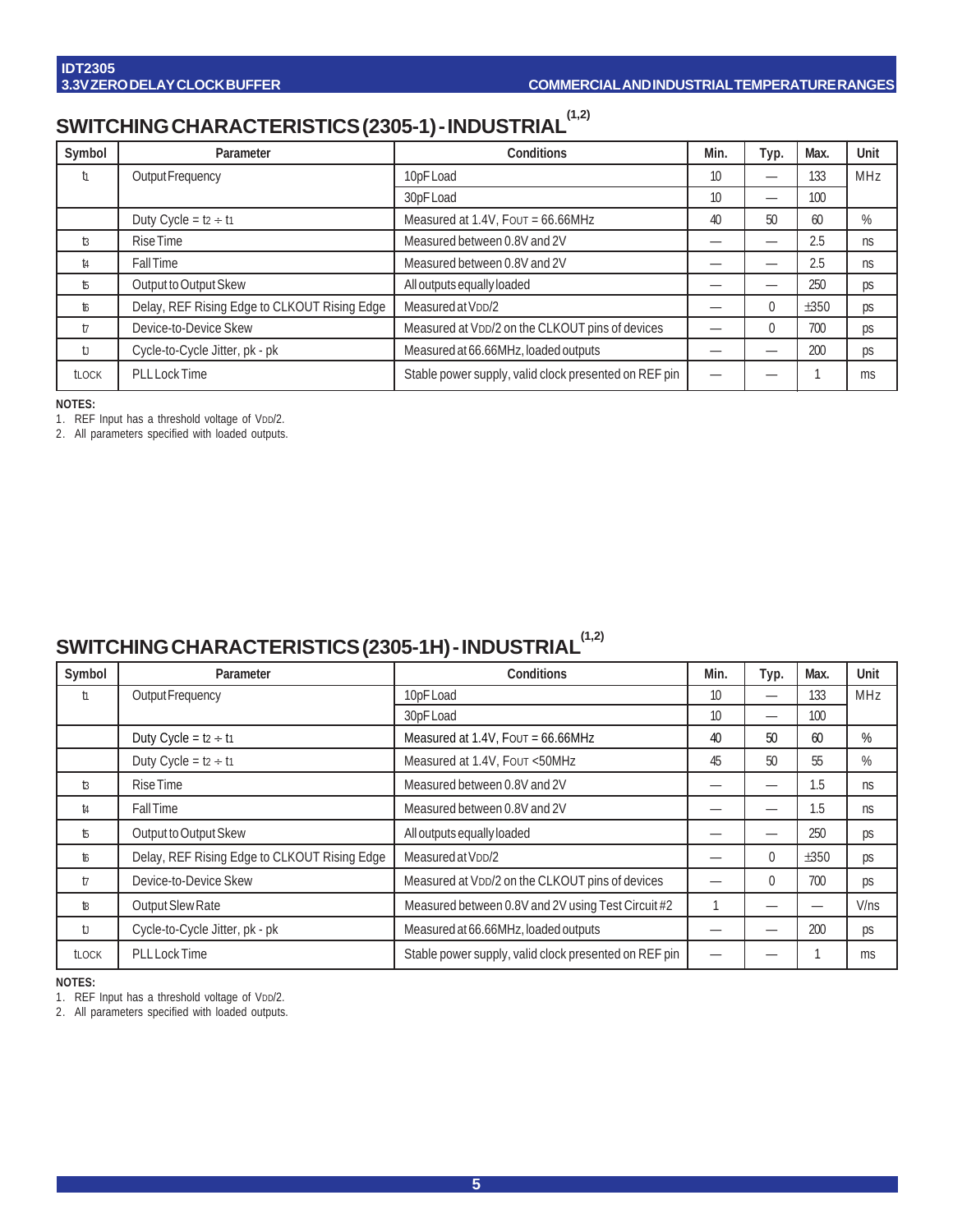## SWITCHING CHARACTERISTICS (2305-1) - INDUSTRIAL[1,2]

| Symbol | Parameter | Conditions | Min. | Typ. | Max. | Unit |
|---|---|---|---|---|---|---|
| $t_1$ | Output Frequency | 10pF Load | 10 | — | 133 | MHz |
| | | 30pF Load | 10 | — | 100 | |
| | Duty Cycle = $t_2 \div t_1$ | Measured at 1.4V, $F_{OUT}$ = 66.66MHz | 40 | 50 | 60 | % |
| $t_3$ | Rise Time | Measured between 0.8V and 2V | — | — | 2.5 | ns |
| $t_4$ | Fall Time | Measured between 0.8V and 2V | — | — | 2.5 | ns |
| $t_5$ | Output to Output Skew | All outputs equally loaded | — | — | 250 | ps |
| $t_6$ | Delay, REF Rising Edge to CLKOUT Rising Edge | Measured at $V_{DD}/2$ | — | 0 | ±350 | ps |
| $t_7$ | Device-to-Device Skew | Measured at $V_{DD}/2$ on the CLKOUT pins of devices | — | 0 | 700 | ps |
| $t_J$ | Cycle-to-Cycle Jitter, pk - pk | Measured at 66.66MHz, loaded outputs | — | — | 200 | ps |
| $t_{LOCK}$ | PLL Lock Time | Stable power supply, valid clock presented on REF pin | — | — | 1 | ms |

**NOTES:**
1. REF Input has a threshold voltage of $V_{DD}/2$.
2. All parameters specified with loaded outputs.

## SWITCHING CHARACTERISTICS (2305-1H) - INDUSTRIAL[1,2]

| Symbol | Parameter | Conditions | Min. | Typ. | Max. | Unit |
|---|---|---|---|---|---|---|
| $t_1$ | Output Frequency | 10pF Load | 10 | — | 133 | MHz |
| | | 30pF Load | 10 | — | 100 | |
| | Duty Cycle = $t_2 \div t_1$ | Measured at 1.4V, $F_{OUT}$ = 66.66MHz | 40 | 50 | 60 | % |
| | Duty Cycle = $t_2 \div t_1$ | Measured at 1.4V, $F_{OUT}$ <50MHz | 45 | 50 | 55 | % |
| $t_3$ | Rise Time | Measured between 0.8V and 2V | — | — | 1.5 | ns |
| $t_4$ | Fall Time | Measured between 0.8V and 2V | — | — | 1.5 | ns |
| $t_5$ | Output to Output Skew | All outputs equally loaded | — | — | 250 | ps |
| $t_6$ | Delay, REF Rising Edge to CLKOUT Rising Edge | Measured at $V_{DD}/2$ | — | 0 | ±350 | ps |
| $t_7$ | Device-to-Device Skew | Measured at $V_{DD}/2$ on the CLKOUT pins of devices | — | 0 | 700 | ps |
| $t_8$ | Output Slew Rate | Measured between 0.8V and 2V using Test Circuit #2 | 1 | — | — | V/ns |
| $t_J$ | Cycle-to-Cycle Jitter, pk - pk | Measured at 66.66MHz, loaded outputs | — | — | 200 | ps |
| $t_{LOCK}$ | PLL Lock Time | Stable power supply, valid clock presented on REF pin | — | — | 1 | ms |

**NOTES:**
1. REF Input has a threshold voltage of $V_{DD}/2$.
2. All parameters specified with loaded outputs.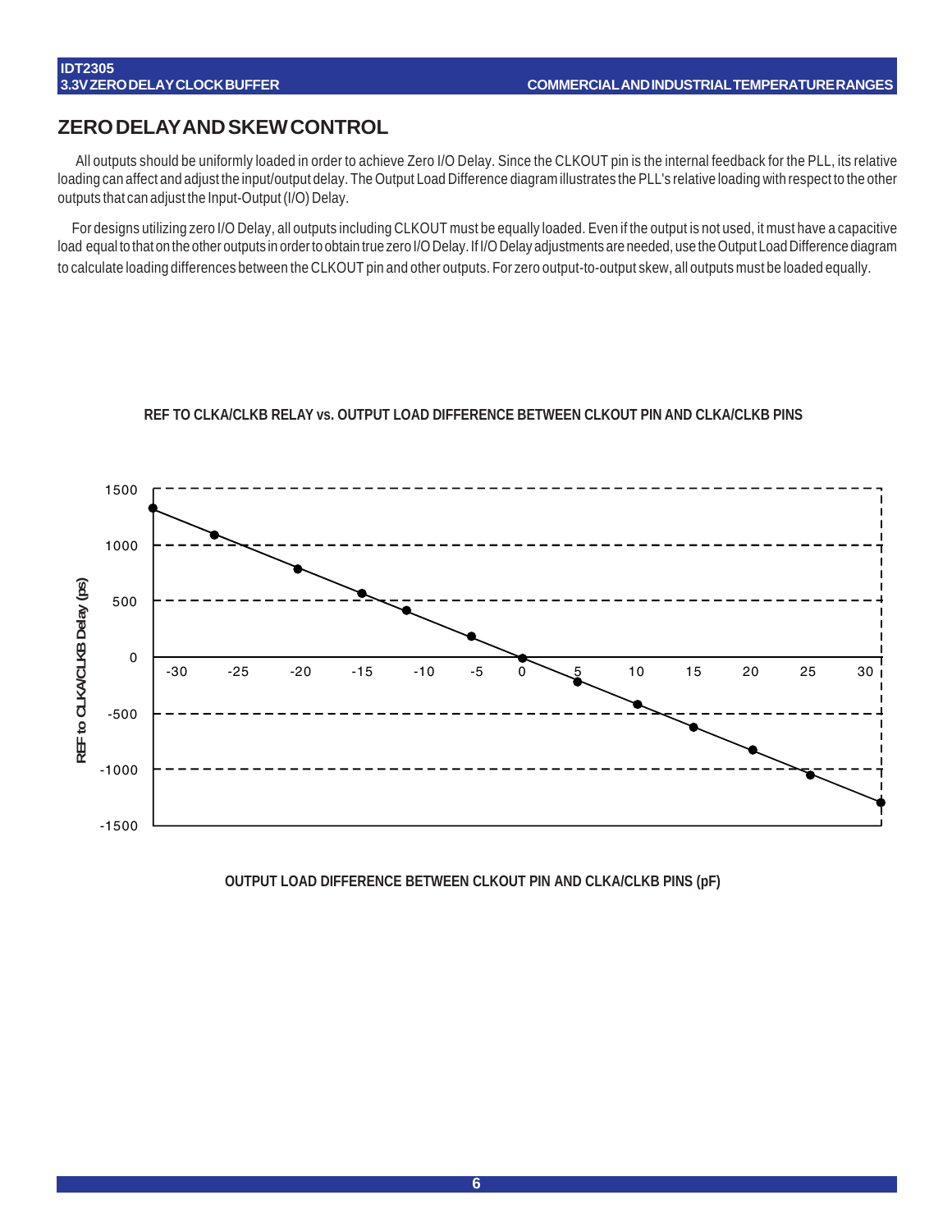## ZERO DELAY AND SKEW CONTROL

All outputs should be uniformly loaded in order to achieve Zero I/O Delay. Since the CLKOUT pin is the internal feedback for the PLL, its relative loading can affect and adjust the input/output delay. The Output Load Difference diagram illustrates the PLL's relative loading with respect to the other outputs that can adjust the Input-Output (I/O) Delay.

For designs utilizing zero I/O Delay, all outputs including CLKOUT must be equally loaded. Even if the output is not used, it must have a capacitive load equal to that on the other outputs in order to obtain true zero I/O Delay. If I/O Delay adjustments are needed, use the Output Load Difference diagram to calculate loading differences between the CLKOUT pin and other outputs. For zero output-to-output skew, all outputs must be loaded equally.

**REF TO CLKA/CLKB RELAY vs. OUTPUT LOAD DIFFERENCE BETWEEN CLKOUT PIN AND CLKA/CLKB PINS**

REF to CLKA/CLKB Delay (ps)

1500
1000
500
0
-500
-1000
-1500

-30 -25 -20 -15 -10 -5 0 5 10 15 20 25 30

**OUTPUT LOAD DIFFERENCE BETWEEN CLKOUT PIN AND CLKA/CLKB PINS (pF)**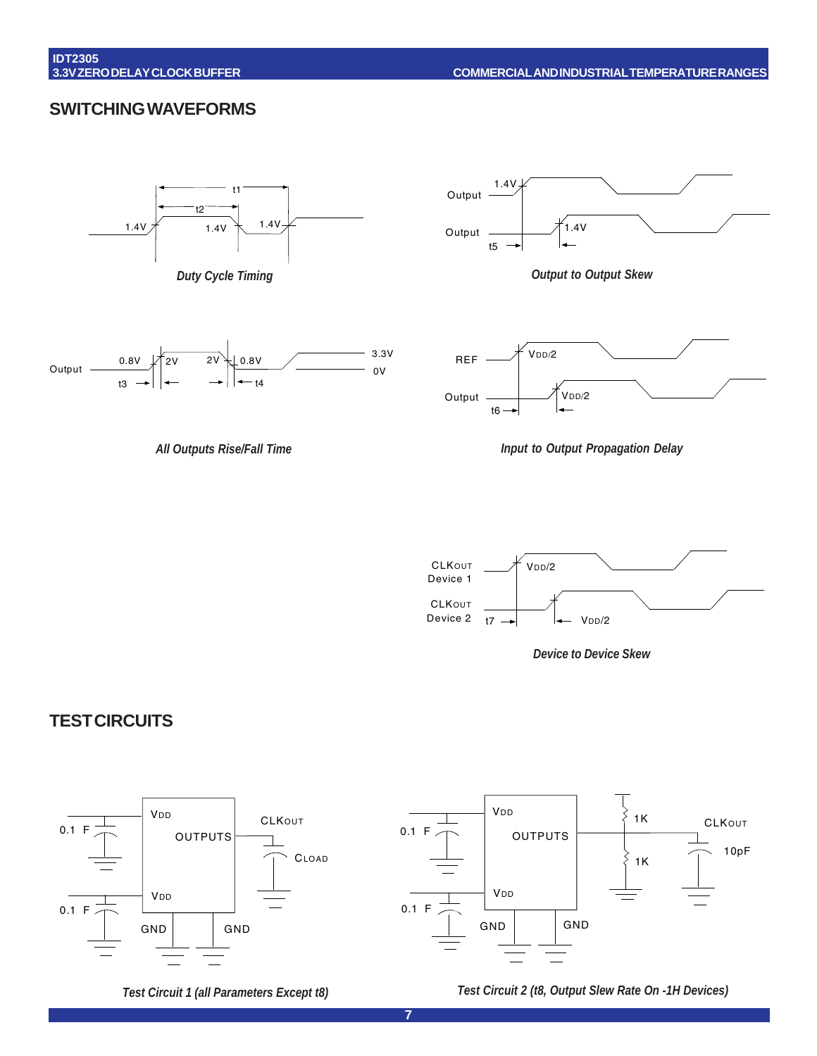## SWITCHING WAVEFORMS

*Duty Cycle Timing*

*Output to Output Skew*

*All Outputs Rise/Fall Time*

*Input to Output Propagation Delay*

*Device to Device Skew*

## TEST CIRCUITS

*Test Circuit 1 (all Parameters Except t8)*

*Test Circuit 2 (t8, Output Slew Rate On -1H Devices)*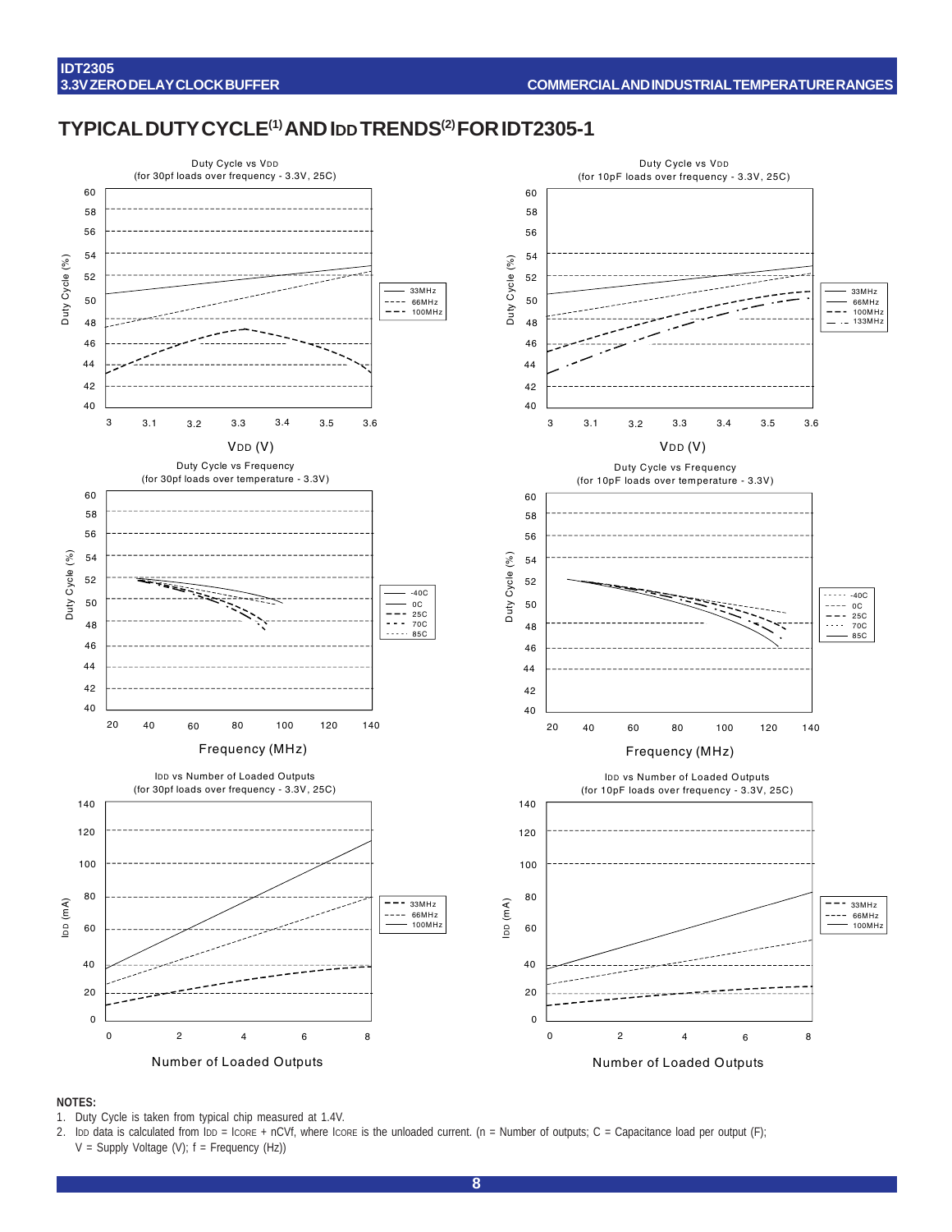# TYPICAL DUTY CYCLE[(1)] AND IDD TRENDS[(2)] FOR IDT2305-1

Duty Cycle vs VDD
(for 30pf loads over frequency - 3.3V, 25C)

Duty Cycle vs VDD
(for 10pF loads over frequency - 3.3V, 25C)

Duty Cycle vs Frequency
(for 30pf loads over temperature - 3.3V)

Duty Cycle vs Frequency
(for 10pF loads over temperature - 3.3V)

IDD vs Number of Loaded Outputs
(for 30pf loads over frequency - 3.3V, 25C)

IDD vs Number of Loaded Outputs
(for 10pF loads over frequency - 3.3V, 25C)

**NOTES:**

1. Duty Cycle is taken from typical chip measured at 1.4V.
2. IDD data is calculated from $I_{DD} = I_{CORE} + nCVf$, where $I_{CORE}$ is the unloaded current. (n = Number of outputs; C = Capacitance load per output (F); V = Supply Voltage (V); f = Frequency (Hz))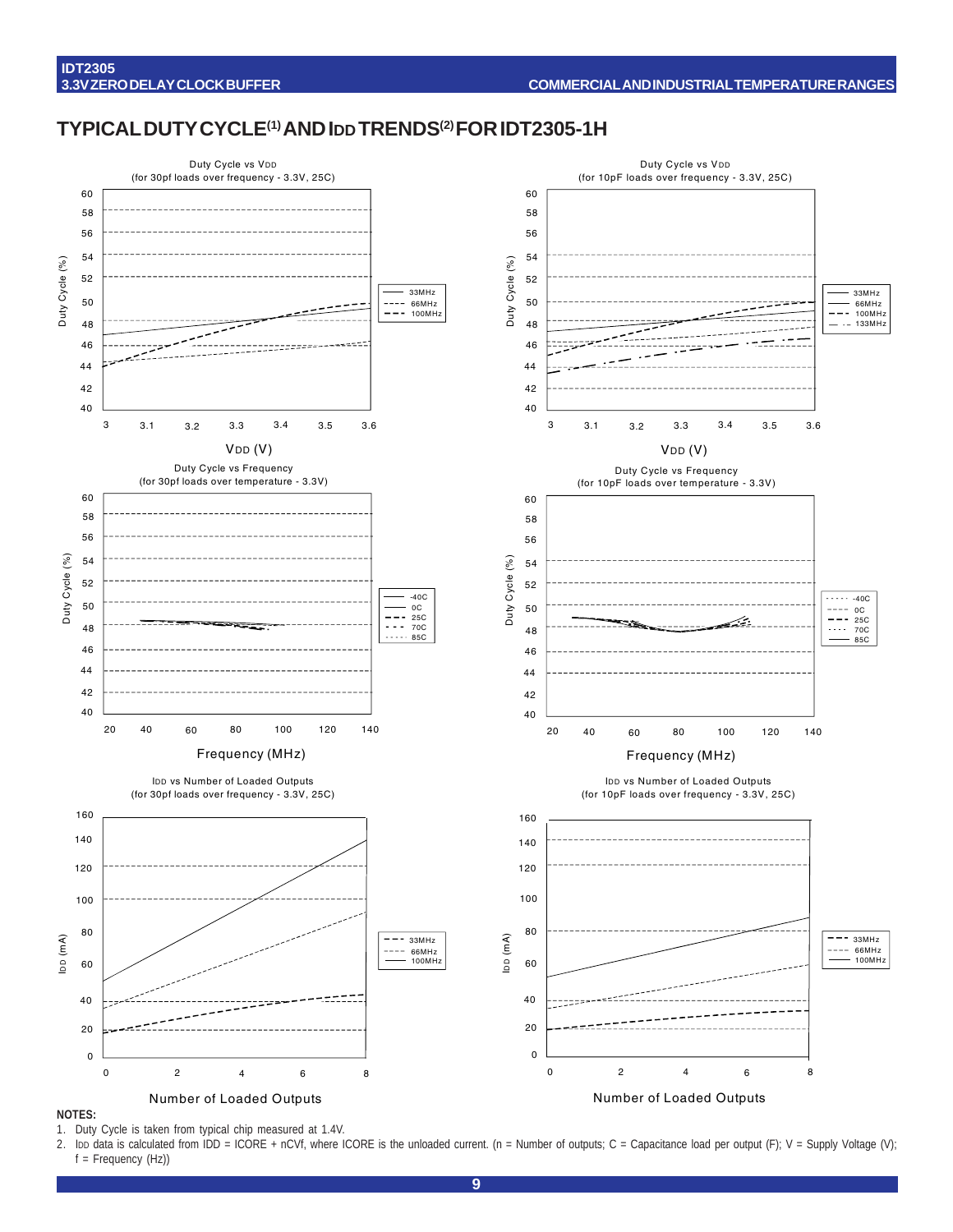## TYPICAL DUTY CYCLE[(1)] AND IDD TRENDS[(2)] FOR IDT2305-1H

Duty Cycle vs VDD
(for 30pf loads over frequency - 3.3V, 25C)

Duty Cycle vs VDD
(for 10pF loads over frequency - 3.3V, 25C)

Duty Cycle vs Frequency
(for 30pf loads over temperature - 3.3V)

Duty Cycle vs Frequency
(for 10pF loads over temperature - 3.3V)

IDD vs Number of Loaded Outputs
(for 30pf loads over frequency - 3.3V, 25C)

IDD vs Number of Loaded Outputs
(for 10pF loads over frequency - 3.3V, 25C)

**NOTES:**

1. Duty Cycle is taken from typical chip measured at 1.4V.
2. IDD data is calculated from IDD = ICORE + nCVf, where ICORE is the unloaded current. (n = Number of outputs; C = Capacitance load per output (F); V = Supply Voltage (V); f = Frequency (Hz))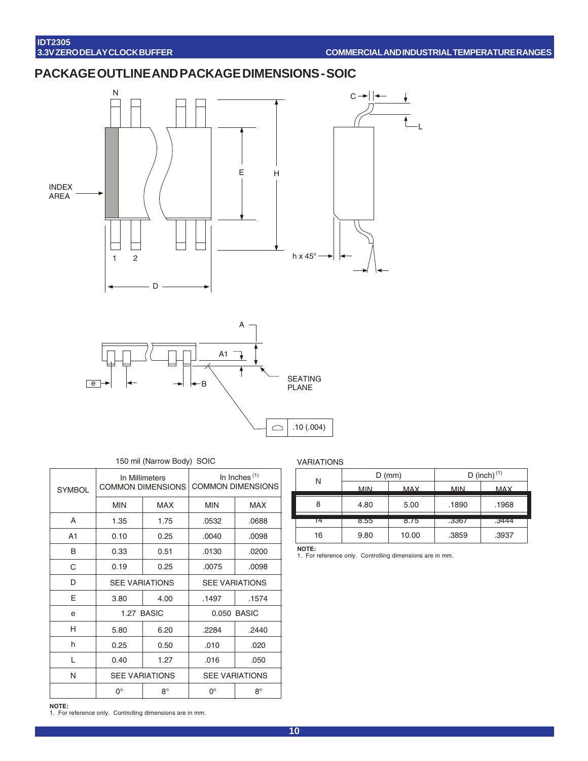## PACKAGE OUTLINE AND PACKAGE DIMENSIONS - SOIC

150 mil (Narrow Body) SOIC

| SYMBOL | In Millimeters COMMON DIMENSIONS | | In Inches [1] COMMON DIMENSIONS | |
|---|---|---|---|---|
| | MIN | MAX | MIN | MAX |
| A | 1.35 | 1.75 | .0532 | .0688 |
| A1 | 0.10 | 0.25 | .0040 | .0098 |
| B | 0.33 | 0.51 | .0130 | .0200 |
| C | 0.19 | 0.25 | .0075 | .0098 |
| D | SEE VARIATIONS | | SEE VARIATIONS | |
| E | 3.80 | 4.00 | .1497 | .1574 |
| e | 1.27 BASIC | | 0.050 BASIC | |
| H | 5.80 | 6.20 | .2284 | .2440 |
| h | 0.25 | 0.50 | .010 | .020 |
| L | 0.40 | 1.27 | .016 | .050 |
| N | SEE VARIATIONS | | SEE VARIATIONS | |
| | 0° | 8° | 0° | 8° |

**NOTE:**
1. For reference only. Controlling dimensions are in mm.

VARIATIONS

| N | D (mm) | | D (inch) [1] | |
|---|---|---|---|---|
| | MIN | MAX | MIN | MAX |
| 8 | 4.80 | 5.00 | .1890 | .1968 |
| 14 | 8.55 | 8.75 | .3367 | .3444 |
| 16 | 9.80 | 10.00 | .3859 | .3937 |

**NOTE:**
1. For reference only. Controlling dimensions are in mm.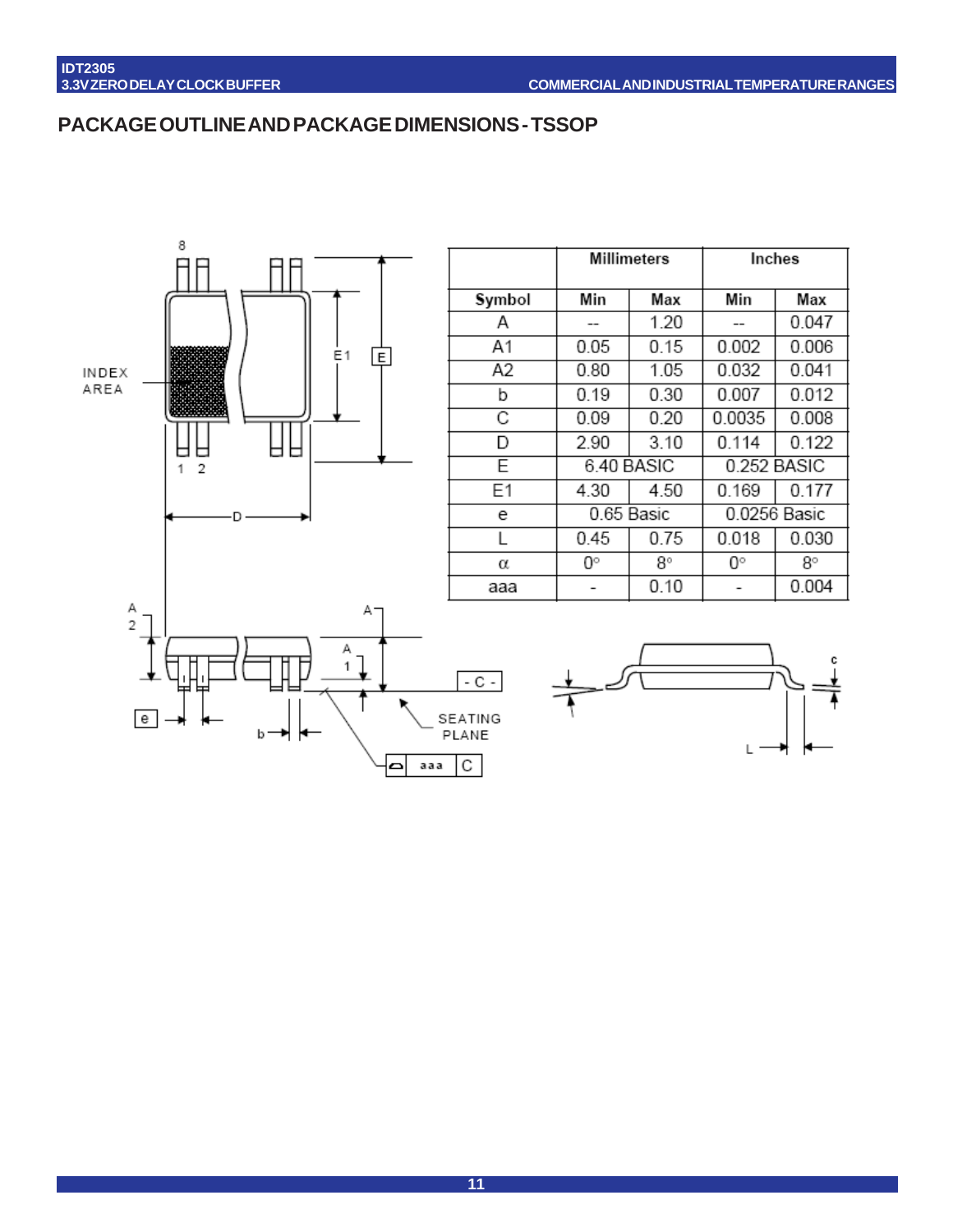## PACKAGE OUTLINE AND PACKAGE DIMENSIONS - TSSOP

| | Millimeters | | Inches | |
|---|---|---|---|---|
| Symbol | Min | Max | Min | Max |
| A | -- | 1.20 | -- | 0.047 |
| A1 | 0.05 | 0.15 | 0.002 | 0.006 |
| A2 | 0.80 | 1.05 | 0.032 | 0.041 |
| b | 0.19 | 0.30 | 0.007 | 0.012 |
| C | 0.09 | 0.20 | 0.0035 | 0.008 |
| D | 2.90 | 3.10 | 0.114 | 0.122 |
| E | 6.40 BASIC | | 0.252 BASIC | |
| E1 | 4.30 | 4.50 | 0.169 | 0.177 |
| e | 0.65 Basic | | 0.0256 Basic | |
| L | 0.45 | 0.75 | 0.018 | 0.030 |
| α | 0° | 8° | 0° | 8° |
| aaa | - | 0.10 | - | 0.004 |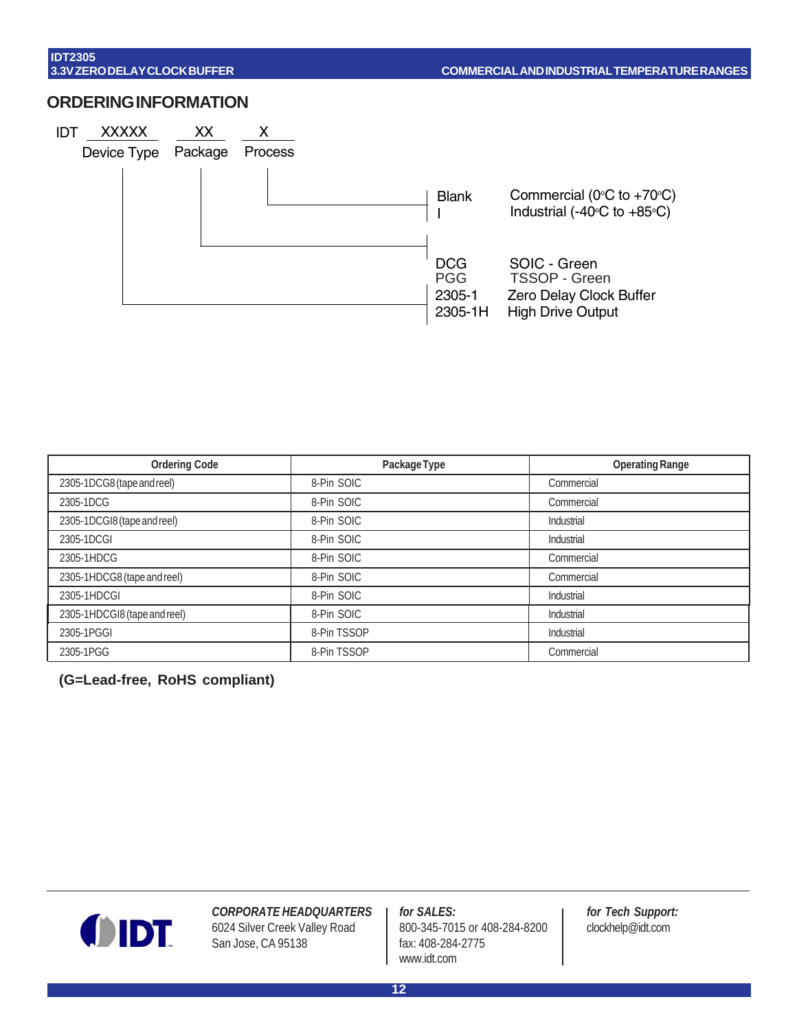## ORDERING INFORMATION

IDT XXXXX XX X

Device Type Package Process

Blank Commercial (0°C to +70°C)
I Industrial (-40°C to +85°C)

DCG SOIC - Green
PGG TSSOP - Green

2305-1 Zero Delay Clock Buffer
2305-1H High Drive Output

| Ordering Code | Package Type | Operating Range |
|---|---|---|
| 2305-1DCG8 (tape and reel) | 8-Pin SOIC | Commercial |
| 2305-1DCG | 8-Pin SOIC | Commercial |
| 2305-1DCGI8 (tape and reel) | 8-Pin SOIC | Industrial |
| 2305-1DCGI | 8-Pin SOIC | Industrial |
| 2305-1HDCG | 8-Pin SOIC | Commercial |
| 2305-1HDCG8 (tape and reel) | 8-Pin SOIC | Commercial |
| 2305-1HDCGI | 8-Pin SOIC | Industrial |
| 2305-1HDCGI8 (tape and reel) | 8-Pin SOIC | Industrial |
| 2305-1PGGI | 8-Pin TSSOP | Industrial |
| 2305-1PGG | 8-Pin TSSOP | Commercial |

**(G=Lead-free, RoHS compliant)**

***CORPORATE HEADQUARTERS***
6024 Silver Creek Valley Road
San Jose, CA 95138

***for SALES:***
800-345-7015 or 408-284-8200
fax: 408-284-2775
www.idt.com

***for Tech Support:***
clockhelp@idt.com